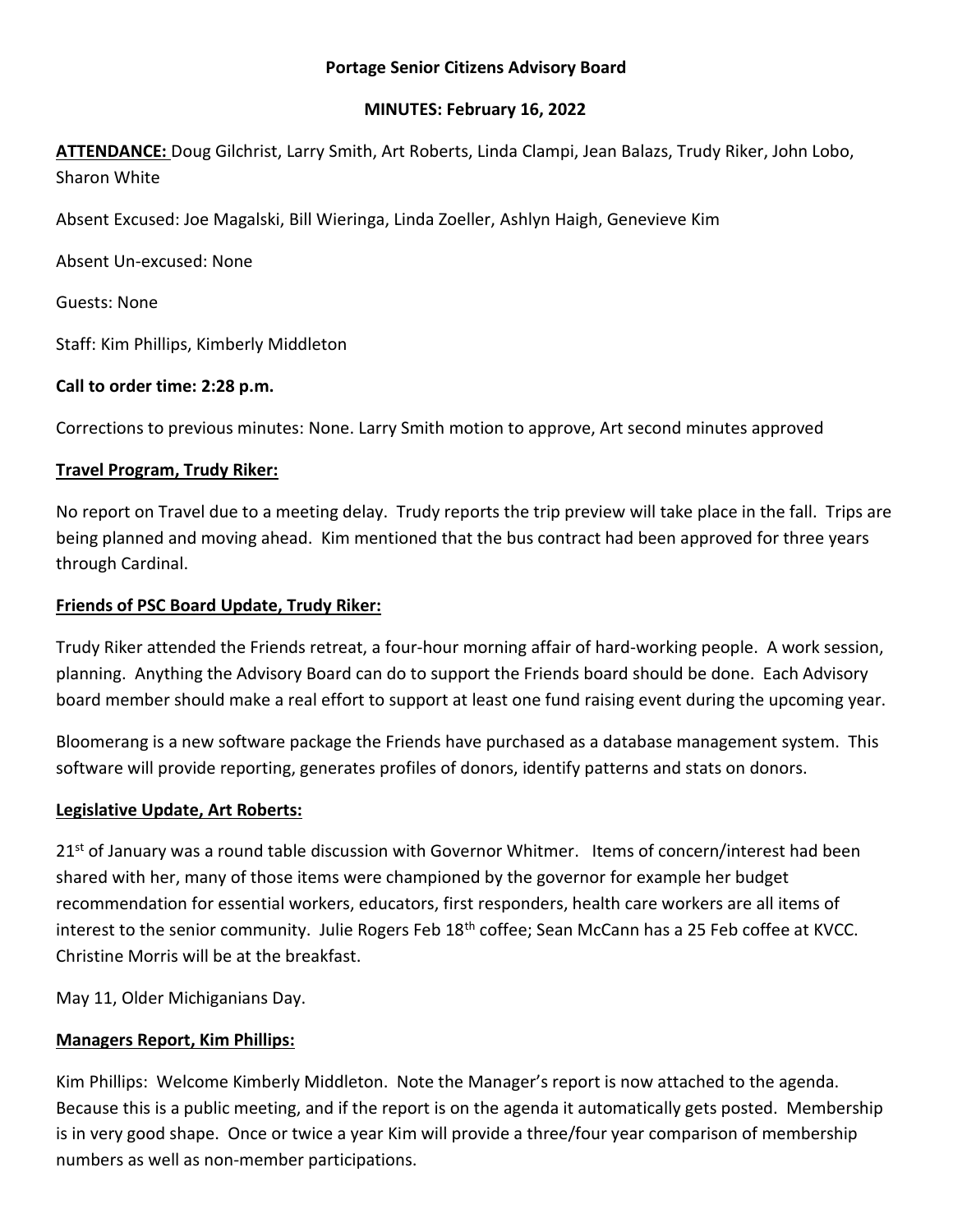**Portage Senior Citizens Advisory Board**

**MINUTES: February 16, 2022**

**ATTENDANCE:** Doug Gilchrist, Larry Smith, Art Roberts, Linda Clampi, Jean Balazs, Trudy Riker, John Lobo, Sharon White

Absent Excused: Joe Magalski, Bill Wieringa, Linda Zoeller, Ashlyn Haigh, Genevieve Kim

Absent Un-excused: None

Guests: None

Staff: Kim Phillips, Kimberly Middleton

**Call to order time: 2:28 p.m.**

Corrections to previous minutes: None. Larry Smith motion to approve, Art second minutes approved

**Travel Program, Trudy Riker:**

No report on Travel due to a meeting delay. Trudy reports the trip preview will take place in the fall. Trips are being planned and moving ahead. Kim mentioned that the bus contract had been approved for three years through Cardinal.

**Friends of PSC Board Update, Trudy Riker:**

Trudy Riker attended the Friends retreat, a four-hour morning affair of hard-working people. A work session, planning. Anything the Advisory Board can do to support the Friends board should be done. Each Advisory board member should make a real effort to support at least one fund raising event during the upcoming year.

Bloomerang is a new software package the Friends have purchased as a database management system. This software will provide reporting, generates profiles of donors, identify patterns and stats on donors.

**Legislative Update, Art Roberts:**

21st of January was a round table discussion with Governor Whitmer. Items of concern/interest had been shared with her, many of those items were championed by the governor for example her budget recommendation for essential workers, educators, first responders, health care workers are all items of interest to the senior community. Julie Rogers Feb 18th coffee; Sean McCann has a 25 Feb coffee at KVCC. Christine Morris will be at the breakfast.

May 11, Older Michiganians Day.

**Managers Report, Kim Phillips:**

Kim Phillips: Welcome Kimberly Middleton. Note the Manager's report is now attached to the agenda. Because this is a public meeting, and if the report is on the agenda it automatically gets posted. Membership is in very good shape. Once or twice a year Kim will provide a three/four year comparison of membership numbers as well as non-member participations.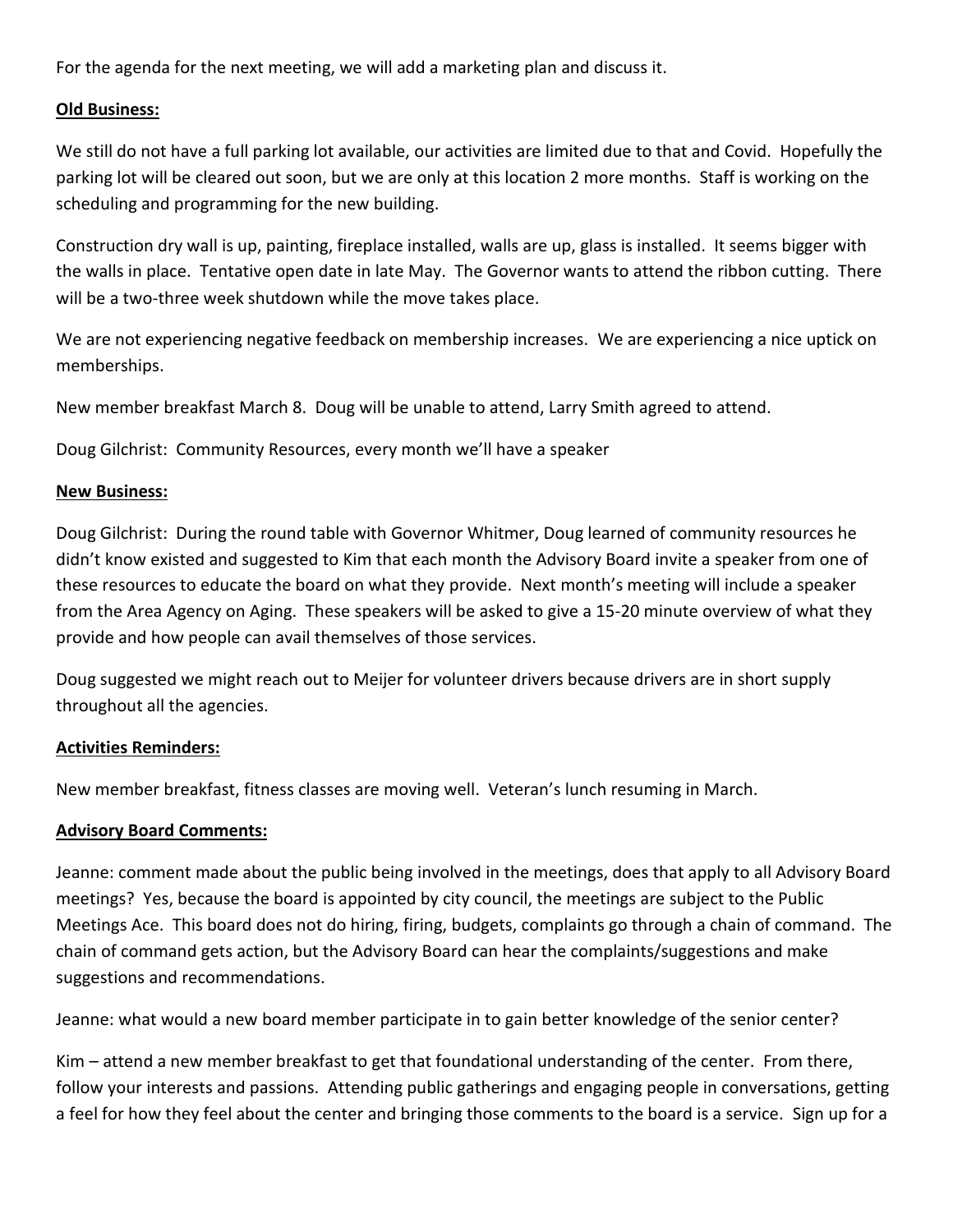For the agenda for the next meeting, we will add a marketing plan and discuss it.

**Old Business:**

We still do not have a full parking lot available, our activities are limited due to that and Covid. Hopefully the parking lot will be cleared out soon, but we are only at this location 2 more months. Staff is working on the scheduling and programming for the new building.

Construction dry wall is up, painting, fireplace installed, walls are up, glass is installed. It seems bigger with the walls in place. Tentative open date in late May. The Governor wants to attend the ribbon cutting. There will be a two-three week shutdown while the move takes place.

We are not experiencing negative feedback on membership increases. We are experiencing a nice uptick on memberships.

New member breakfast March 8. Doug will be unable to attend, Larry Smith agreed to attend.

Doug Gilchrist: Community Resources, every month we'll have a speaker

**New Business:**

Doug Gilchrist: During the round table with Governor Whitmer, Doug learned of community resources he didn't know existed and suggested to Kim that each month the Advisory Board invite a speaker from one of these resources to educate the board on what they provide. Next month's meeting will include a speaker from the Area Agency on Aging. These speakers will be asked to give a 15-20 minute overview of what they provide and how people can avail themselves of those services.

Doug suggested we might reach out to Meijer for volunteer drivers because drivers are in short supply throughout all the agencies.

**Activities Reminders:**

New member breakfast, fitness classes are moving well. Veteran's lunch resuming in March.

**Advisory Board Comments:**

Jeanne: comment made about the public being involved in the meetings, does that apply to all Advisory Board meetings? Yes, because the board is appointed by city council, the meetings are subject to the Public Meetings Ace. This board does not do hiring, firing, budgets, complaints go through a chain of command. The chain of command gets action, but the Advisory Board can hear the complaints/suggestions and make suggestions and recommendations.

Jeanne: what would a new board member participate in to gain better knowledge of the senior center?

Kim – attend a new member breakfast to get that foundational understanding of the center. From there, follow your interests and passions. Attending public gatherings and engaging people in conversations, getting a feel for how they feel about the center and bringing those comments to the board is a service. Sign up for a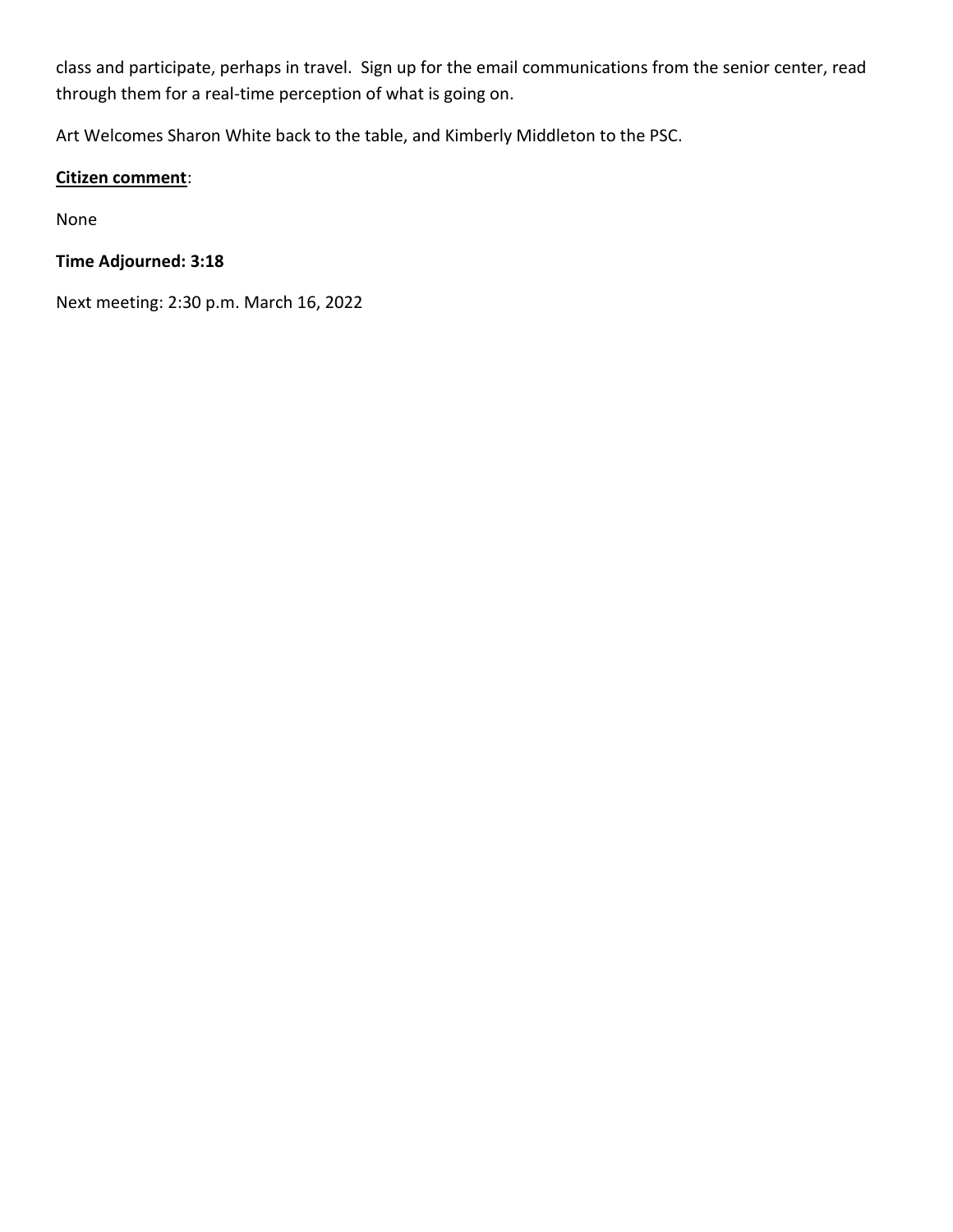class and participate, perhaps in travel.  Sign up for the email communications from the senior center, read through them for a real-time perception of what is going on.

Art Welcomes Sharon White back to the table, and Kimberly Middleton to the PSC.

**Citizen comment**:

None

**Time Adjourned: 3:18**

Next meeting: 2:30 p.m. March 16, 2022